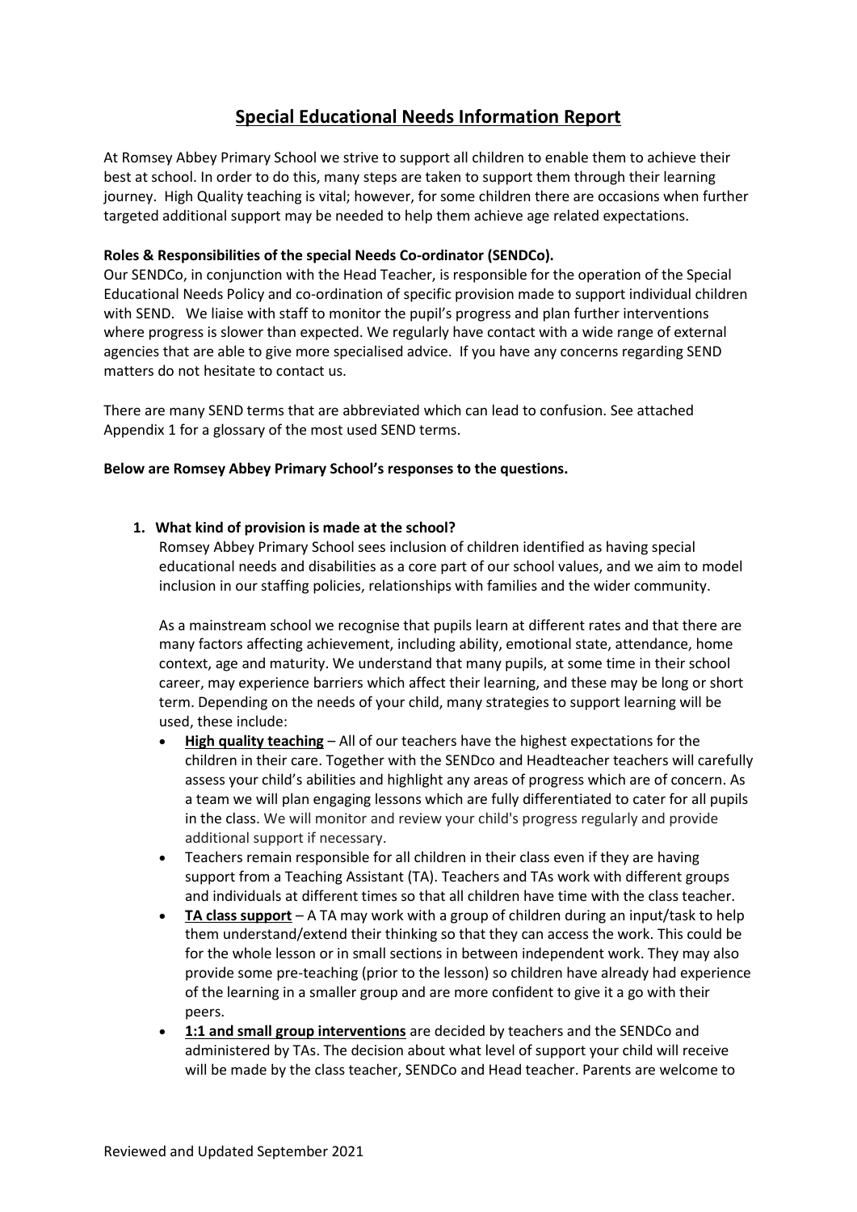# Special Educational Needs Information Report

At Romsey Abbey Primary School we strive to support all children to enable them to achieve their best at school. In order to do this, many steps are taken to support them through their learning journey. High Quality teaching is vital; however, for some children there are occasions when further targeted additional support may be needed to help them achieve age related expectations.

**Roles & Responsibilities of the special Needs Co-ordinator (SENDCo).**

Our SENDCo, in conjunction with the Head Teacher, is responsible for the operation of the Special Educational Needs Policy and co-ordination of specific provision made to support individual children with SEND. We liaise with staff to monitor the pupil's progress and plan further interventions where progress is slower than expected. We regularly have contact with a wide range of external agencies that are able to give more specialised advice. If you have any concerns regarding SEND matters do not hesitate to contact us.

There are many SEND terms that are abbreviated which can lead to confusion. See attached Appendix 1 for a glossary of the most used SEND terms.

**Below are Romsey Abbey Primary School's responses to the questions.**

1. **What kind of provision is made at the school?**

   Romsey Abbey Primary School sees inclusion of children identified as having special educational needs and disabilities as a core part of our school values, and we aim to model inclusion in our staffing policies, relationships with families and the wider community.

   As a mainstream school we recognise that pupils learn at different rates and that there are many factors affecting achievement, including ability, emotional state, attendance, home context, age and maturity. We understand that many pupils, at some time in their school career, may experience barriers which affect their learning, and these may be long or short term. Depending on the needs of your child, many strategies to support learning will be used, these include:

   - **High quality teaching** – All of our teachers have the highest expectations for the children in their care. Together with the SENDco and Headteacher teachers will carefully assess your child's abilities and highlight any areas of progress which are of concern. As a team we will plan engaging lessons which are fully differentiated to cater for all pupils in the class. We will monitor and review your child's progress regularly and provide additional support if necessary.
   - Teachers remain responsible for all children in their class even if they are having support from a Teaching Assistant (TA). Teachers and TAs work with different groups and individuals at different times so that all children have time with the class teacher.
   - **TA class support** – A TA may work with a group of children during an input/task to help them understand/extend their thinking so that they can access the work. This could be for the whole lesson or in small sections in between independent work. They may also provide some pre-teaching (prior to the lesson) so children have already had experience of the learning in a smaller group and are more confident to give it a go with their peers.
   - **1:1 and small group interventions** are decided by teachers and the SENDCo and administered by TAs. The decision about what level of support your child will receive will be made by the class teacher, SENDCo and Head teacher. Parents are welcome to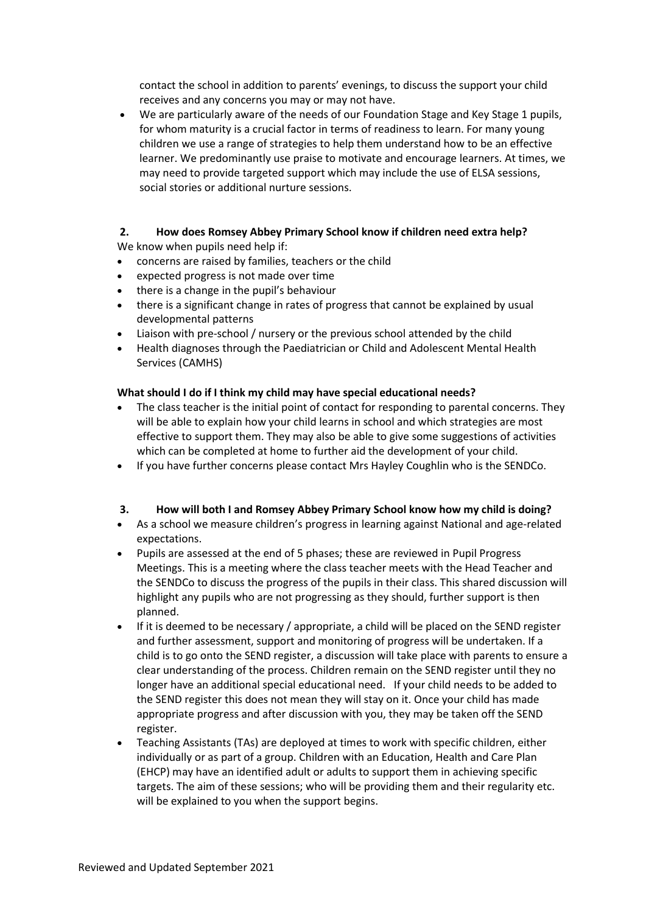contact the school in addition to parents' evenings, to discuss the support your child receives and any concerns you may or may not have.

- We are particularly aware of the needs of our Foundation Stage and Key Stage 1 pupils, for whom maturity is a crucial factor in terms of readiness to learn. For many young children we use a range of strategies to help them understand how to be an effective learner. We predominantly use praise to motivate and encourage learners. At times, we may need to provide targeted support which may include the use of ELSA sessions, social stories or additional nurture sessions.

## 2. How does Romsey Abbey Primary School know if children need extra help?

We know when pupils need help if:

- concerns are raised by families, teachers or the child
- expected progress is not made over time
- there is a change in the pupil's behaviour
- there is a significant change in rates of progress that cannot be explained by usual developmental patterns
- Liaison with pre-school / nursery or the previous school attended by the child
- Health diagnoses through the Paediatrician or Child and Adolescent Mental Health Services (CAMHS)

**What should I do if I think my child may have special educational needs?**

- The class teacher is the initial point of contact for responding to parental concerns. They will be able to explain how your child learns in school and which strategies are most effective to support them. They may also be able to give some suggestions of activities which can be completed at home to further aid the development of your child.
- If you have further concerns please contact Mrs Hayley Coughlin who is the SENDCo.

## 3. How will both I and Romsey Abbey Primary School know how my child is doing?

- As a school we measure children's progress in learning against National and age-related expectations.
- Pupils are assessed at the end of 5 phases; these are reviewed in Pupil Progress Meetings. This is a meeting where the class teacher meets with the Head Teacher and the SENDCo to discuss the progress of the pupils in their class. This shared discussion will highlight any pupils who are not progressing as they should, further support is then planned.
- If it is deemed to be necessary / appropriate, a child will be placed on the SEND register and further assessment, support and monitoring of progress will be undertaken. If a child is to go onto the SEND register, a discussion will take place with parents to ensure a clear understanding of the process. Children remain on the SEND register until they no longer have an additional special educational need. If your child needs to be added to the SEND register this does not mean they will stay on it. Once your child has made appropriate progress and after discussion with you, they may be taken off the SEND register.
- Teaching Assistants (TAs) are deployed at times to work with specific children, either individually or as part of a group. Children with an Education, Health and Care Plan (EHCP) may have an identified adult or adults to support them in achieving specific targets. The aim of these sessions; who will be providing them and their regularity etc. will be explained to you when the support begins.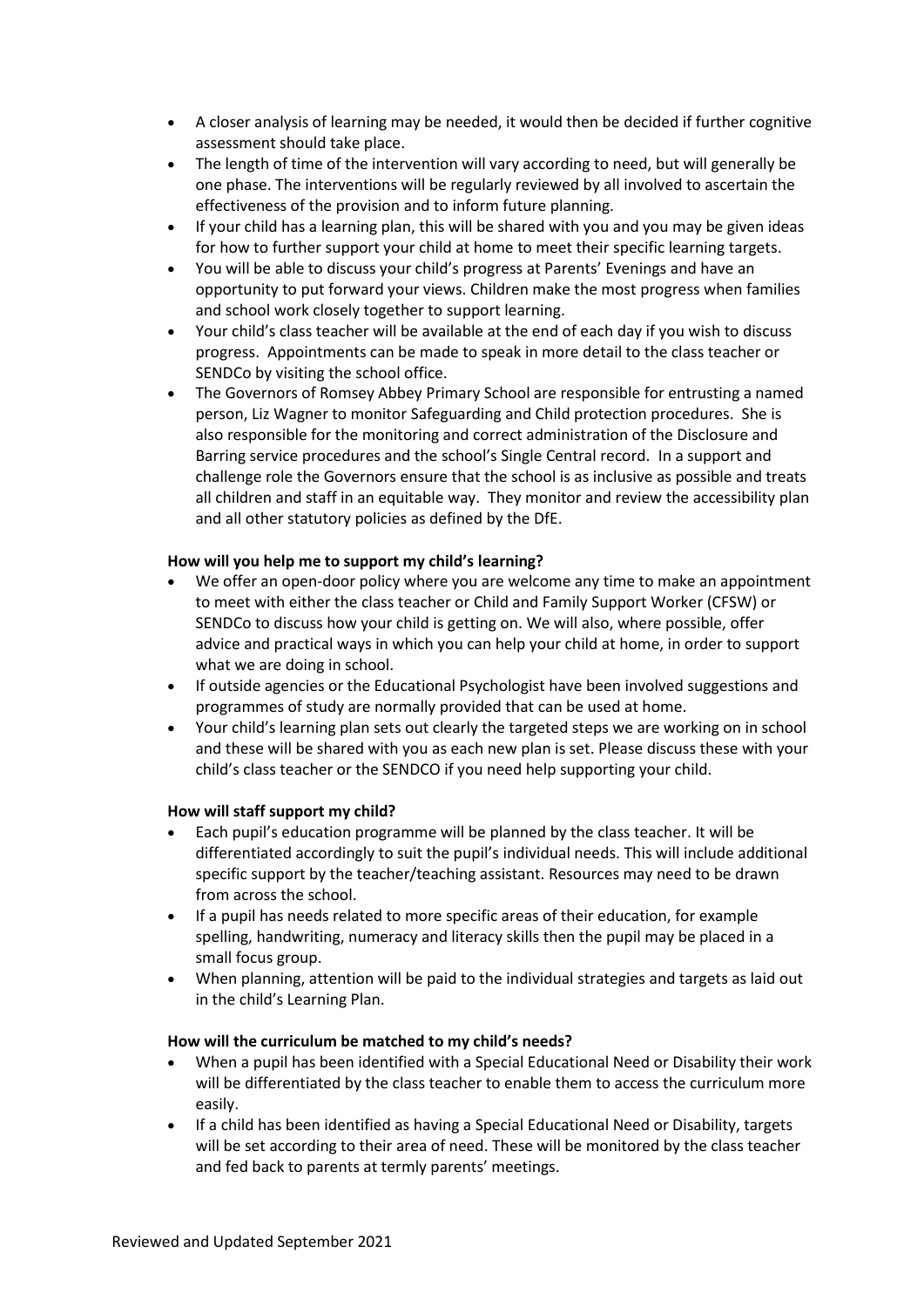- A closer analysis of learning may be needed, it would then be decided if further cognitive assessment should take place.
- The length of time of the intervention will vary according to need, but will generally be one phase. The interventions will be regularly reviewed by all involved to ascertain the effectiveness of the provision and to inform future planning.
- If your child has a learning plan, this will be shared with you and you may be given ideas for how to further support your child at home to meet their specific learning targets.
- You will be able to discuss your child's progress at Parents' Evenings and have an opportunity to put forward your views. Children make the most progress when families and school work closely together to support learning.
- Your child's class teacher will be available at the end of each day if you wish to discuss progress. Appointments can be made to speak in more detail to the class teacher or SENDCo by visiting the school office.
- The Governors of Romsey Abbey Primary School are responsible for entrusting a named person, Liz Wagner to monitor Safeguarding and Child protection procedures. She is also responsible for the monitoring and correct administration of the Disclosure and Barring service procedures and the school's Single Central record. In a support and challenge role the Governors ensure that the school is as inclusive as possible and treats all children and staff in an equitable way. They monitor and review the accessibility plan and all other statutory policies as defined by the DfE.

**How will you help me to support my child's learning?**

- We offer an open-door policy where you are welcome any time to make an appointment to meet with either the class teacher or Child and Family Support Worker (CFSW) or SENDCo to discuss how your child is getting on. We will also, where possible, offer advice and practical ways in which you can help your child at home, in order to support what we are doing in school.
- If outside agencies or the Educational Psychologist have been involved suggestions and programmes of study are normally provided that can be used at home.
- Your child's learning plan sets out clearly the targeted steps we are working on in school and these will be shared with you as each new plan is set. Please discuss these with your child's class teacher or the SENDCO if you need help supporting your child.

**How will staff support my child?**

- Each pupil's education programme will be planned by the class teacher. It will be differentiated accordingly to suit the pupil's individual needs. This will include additional specific support by the teacher/teaching assistant. Resources may need to be drawn from across the school.
- If a pupil has needs related to more specific areas of their education, for example spelling, handwriting, numeracy and literacy skills then the pupil may be placed in a small focus group.
- When planning, attention will be paid to the individual strategies and targets as laid out in the child's Learning Plan.

**How will the curriculum be matched to my child's needs?**

- When a pupil has been identified with a Special Educational Need or Disability their work will be differentiated by the class teacher to enable them to access the curriculum more easily.
- If a child has been identified as having a Special Educational Need or Disability, targets will be set according to their area of need. These will be monitored by the class teacher and fed back to parents at termly parents' meetings.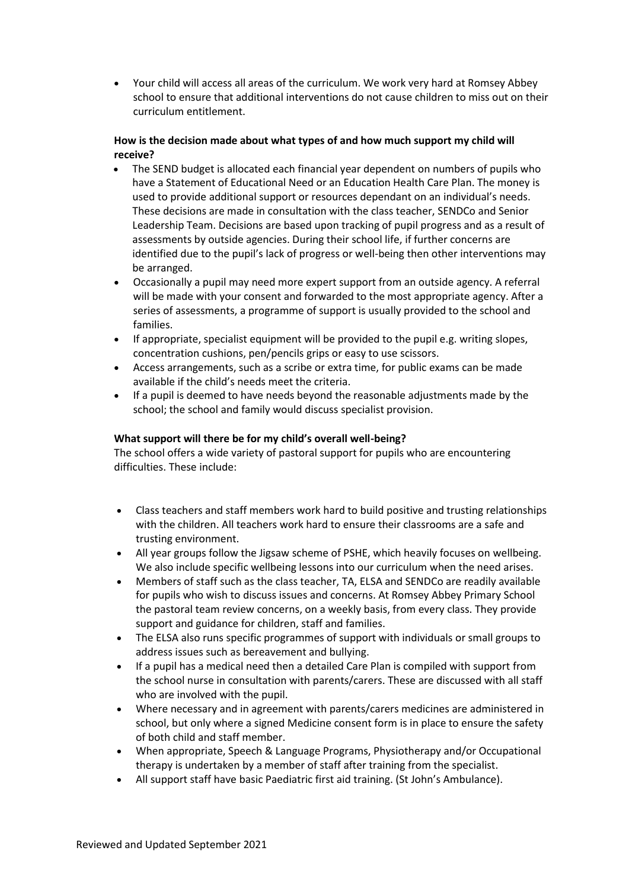- Your child will access all areas of the curriculum. We work very hard at Romsey Abbey school to ensure that additional interventions do not cause children to miss out on their curriculum entitlement.

**How is the decision made about what types of and how much support my child will receive?**

- The SEND budget is allocated each financial year dependent on numbers of pupils who have a Statement of Educational Need or an Education Health Care Plan. The money is used to provide additional support or resources dependant on an individual's needs. These decisions are made in consultation with the class teacher, SENDCo and Senior Leadership Team. Decisions are based upon tracking of pupil progress and as a result of assessments by outside agencies. During their school life, if further concerns are identified due to the pupil's lack of progress or well-being then other interventions may be arranged.
- Occasionally a pupil may need more expert support from an outside agency. A referral will be made with your consent and forwarded to the most appropriate agency. After a series of assessments, a programme of support is usually provided to the school and families.
- If appropriate, specialist equipment will be provided to the pupil e.g. writing slopes, concentration cushions, pen/pencils grips or easy to use scissors.
- Access arrangements, such as a scribe or extra time, for public exams can be made available if the child's needs meet the criteria.
- If a pupil is deemed to have needs beyond the reasonable adjustments made by the school; the school and family would discuss specialist provision.

**What support will there be for my child's overall well-being?**

The school offers a wide variety of pastoral support for pupils who are encountering difficulties. These include:

- Class teachers and staff members work hard to build positive and trusting relationships with the children. All teachers work hard to ensure their classrooms are a safe and trusting environment.
- All year groups follow the Jigsaw scheme of PSHE, which heavily focuses on wellbeing. We also include specific wellbeing lessons into our curriculum when the need arises.
- Members of staff such as the class teacher, TA, ELSA and SENDCo are readily available for pupils who wish to discuss issues and concerns. At Romsey Abbey Primary School the pastoral team review concerns, on a weekly basis, from every class. They provide support and guidance for children, staff and families.
- The ELSA also runs specific programmes of support with individuals or small groups to address issues such as bereavement and bullying.
- If a pupil has a medical need then a detailed Care Plan is compiled with support from the school nurse in consultation with parents/carers. These are discussed with all staff who are involved with the pupil.
- Where necessary and in agreement with parents/carers medicines are administered in school, but only where a signed Medicine consent form is in place to ensure the safety of both child and staff member.
- When appropriate, Speech & Language Programs, Physiotherapy and/or Occupational therapy is undertaken by a member of staff after training from the specialist.
- All support staff have basic Paediatric first aid training. (St John's Ambulance).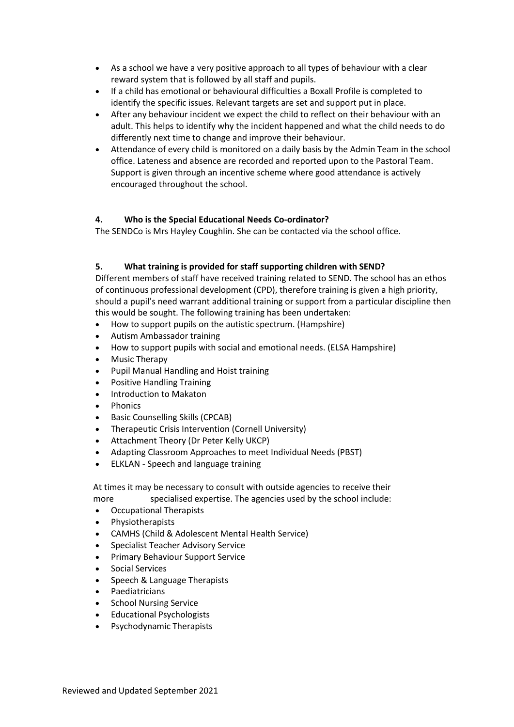- As a school we have a very positive approach to all types of behaviour with a clear reward system that is followed by all staff and pupils.
- If a child has emotional or behavioural difficulties a Boxall Profile is completed to identify the specific issues. Relevant targets are set and support put in place.
- After any behaviour incident we expect the child to reflect on their behaviour with an adult. This helps to identify why the incident happened and what the child needs to do differently next time to change and improve their behaviour.
- Attendance of every child is monitored on a daily basis by the Admin Team in the school office. Lateness and absence are recorded and reported upon to the Pastoral Team. Support is given through an incentive scheme where good attendance is actively encouraged throughout the school.

### 4. Who is the Special Educational Needs Co-ordinator?

The SENDCo is Mrs Hayley Coughlin. She can be contacted via the school office.

### 5. What training is provided for staff supporting children with SEND?

Different members of staff have received training related to SEND. The school has an ethos of continuous professional development (CPD), therefore training is given a high priority, should a pupil's need warrant additional training or support from a particular discipline then this would be sought. The following training has been undertaken:

- How to support pupils on the autistic spectrum. (Hampshire)
- Autism Ambassador training
- How to support pupils with social and emotional needs. (ELSA Hampshire)
- Music Therapy
- Pupil Manual Handling and Hoist training
- Positive Handling Training
- Introduction to Makaton
- Phonics
- Basic Counselling Skills (CPCAB)
- Therapeutic Crisis Intervention (Cornell University)
- Attachment Theory (Dr Peter Kelly UKCP)
- Adapting Classroom Approaches to meet Individual Needs (PBST)
- ELKLAN - Speech and language training

At times it may be necessary to consult with outside agencies to receive their more specialised expertise. The agencies used by the school include:

- Occupational Therapists
- Physiotherapists
- CAMHS (Child & Adolescent Mental Health Service)
- Specialist Teacher Advisory Service
- Primary Behaviour Support Service
- Social Services
- Speech & Language Therapists
- Paediatricians
- School Nursing Service
- Educational Psychologists
- Psychodynamic Therapists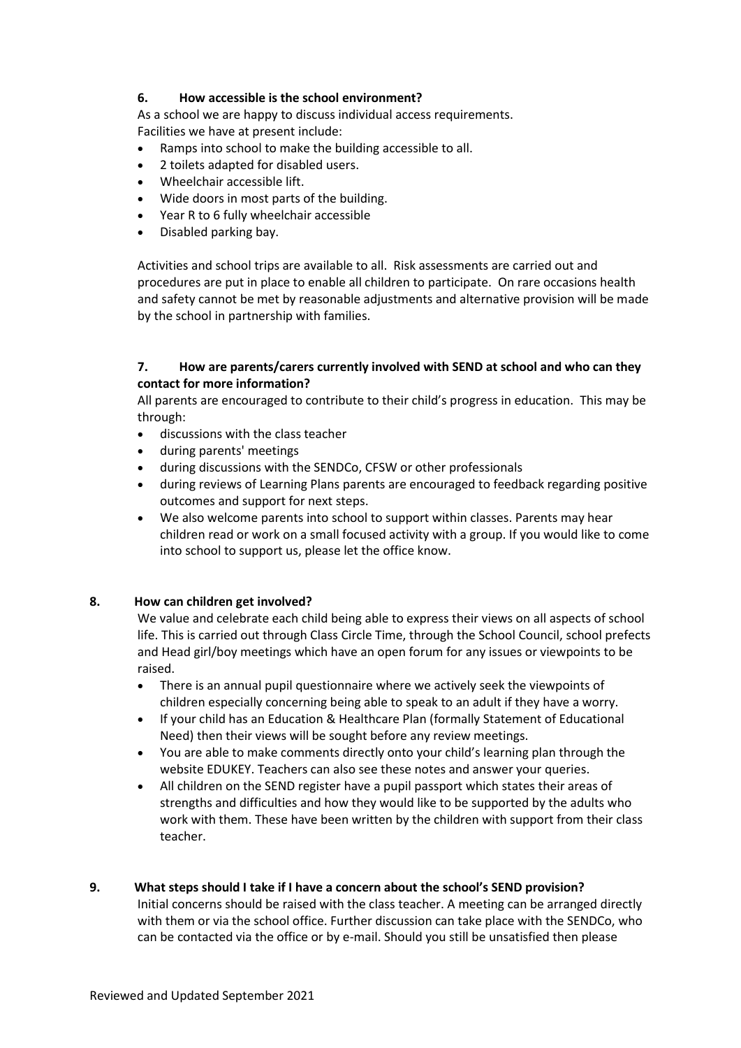### 6. How accessible is the school environment?

As a school we are happy to discuss individual access requirements.
Facilities we have at present include:

- Ramps into school to make the building accessible to all.
- 2 toilets adapted for disabled users.
- Wheelchair accessible lift.
- Wide doors in most parts of the building.
- Year R to 6 fully wheelchair accessible
- Disabled parking bay.

Activities and school trips are available to all. Risk assessments are carried out and procedures are put in place to enable all children to participate. On rare occasions health and safety cannot be met by reasonable adjustments and alternative provision will be made by the school in partnership with families.

### 7. How are parents/carers currently involved with SEND at school and who can they contact for more information?

All parents are encouraged to contribute to their child's progress in education. This may be through:

- discussions with the class teacher
- during parents' meetings
- during discussions with the SENDCo, CFSW or other professionals
- during reviews of Learning Plans parents are encouraged to feedback regarding positive outcomes and support for next steps.
- We also welcome parents into school to support within classes. Parents may hear children read or work on a small focused activity with a group. If you would like to come into school to support us, please let the office know.

### 8. How can children get involved?

We value and celebrate each child being able to express their views on all aspects of school life. This is carried out through Class Circle Time, through the School Council, school prefects and Head girl/boy meetings which have an open forum for any issues or viewpoints to be raised.

- There is an annual pupil questionnaire where we actively seek the viewpoints of children especially concerning being able to speak to an adult if they have a worry.
- If your child has an Education & Healthcare Plan (formally Statement of Educational Need) then their views will be sought before any review meetings.
- You are able to make comments directly onto your child's learning plan through the website EDUKEY. Teachers can also see these notes and answer your queries.
- All children on the SEND register have a pupil passport which states their areas of strengths and difficulties and how they would like to be supported by the adults who work with them. These have been written by the children with support from their class teacher.

### 9. What steps should I take if I have a concern about the school's SEND provision?

Initial concerns should be raised with the class teacher. A meeting can be arranged directly with them or via the school office. Further discussion can take place with the SENDCo, who can be contacted via the office or by e-mail. Should you still be unsatisfied then please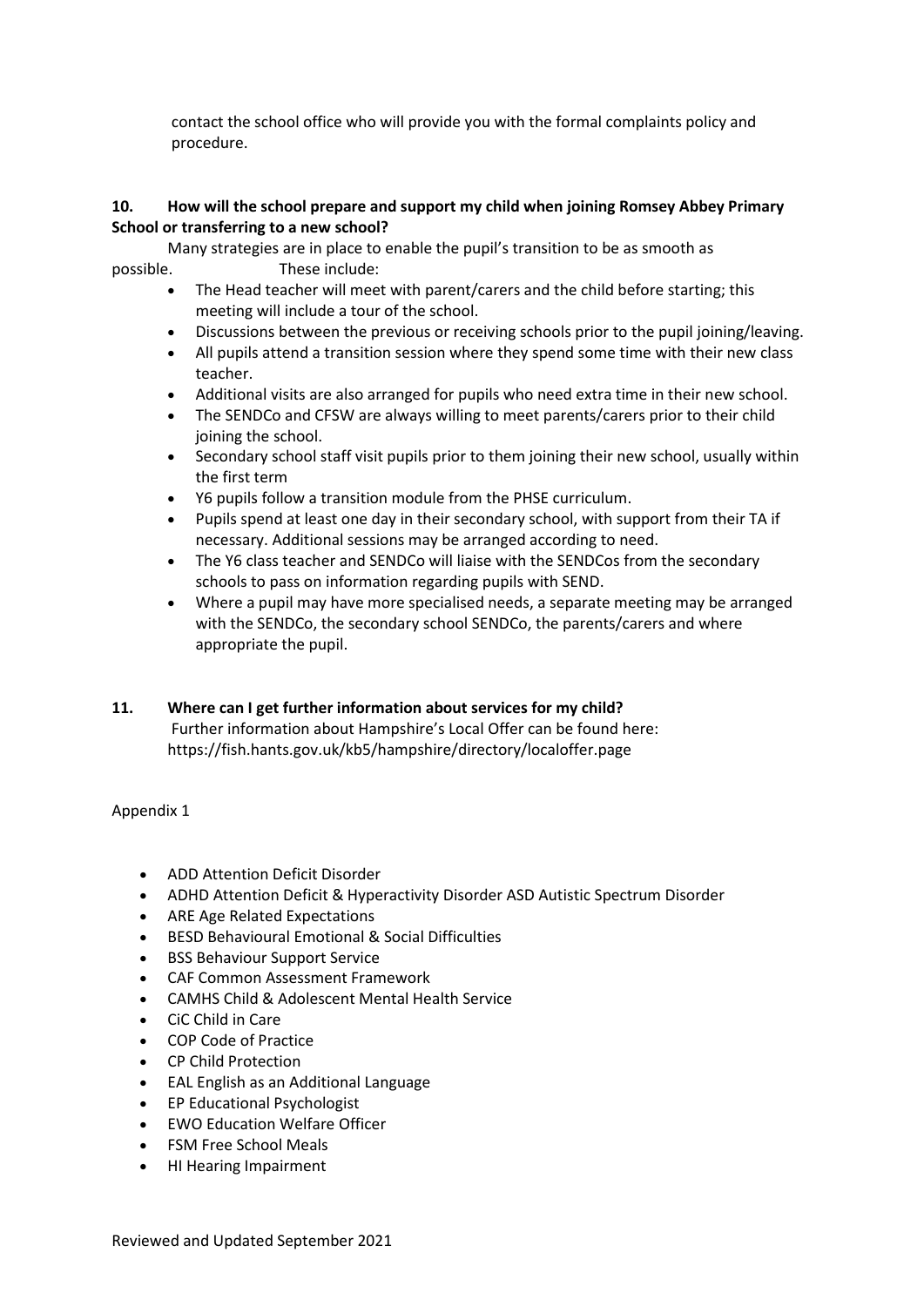contact the school office who will provide you with the formal complaints policy and procedure.

**10. How will the school prepare and support my child when joining Romsey Abbey Primary School or transferring to a new school?**

Many strategies are in place to enable the pupil's transition to be as smooth as possible. These include:

- The Head teacher will meet with parent/carers and the child before starting; this meeting will include a tour of the school.
- Discussions between the previous or receiving schools prior to the pupil joining/leaving.
- All pupils attend a transition session where they spend some time with their new class teacher.
- Additional visits are also arranged for pupils who need extra time in their new school.
- The SENDCo and CFSW are always willing to meet parents/carers prior to their child joining the school.
- Secondary school staff visit pupils prior to them joining their new school, usually within the first term
- Y6 pupils follow a transition module from the PHSE curriculum.
- Pupils spend at least one day in their secondary school, with support from their TA if necessary. Additional sessions may be arranged according to need.
- The Y6 class teacher and SENDCo will liaise with the SENDCos from the secondary schools to pass on information regarding pupils with SEND.
- Where a pupil may have more specialised needs, a separate meeting may be arranged with the SENDCo, the secondary school SENDCo, the parents/carers and where appropriate the pupil.

**11. Where can I get further information about services for my child?**

Further information about Hampshire's Local Offer can be found here: https://fish.hants.gov.uk/kb5/hampshire/directory/localoffer.page

Appendix 1

- ADD Attention Deficit Disorder
- ADHD Attention Deficit & Hyperactivity Disorder ASD Autistic Spectrum Disorder
- ARE Age Related Expectations
- BESD Behavioural Emotional & Social Difficulties
- BSS Behaviour Support Service
- CAF Common Assessment Framework
- CAMHS Child & Adolescent Mental Health Service
- CiC Child in Care
- COP Code of Practice
- CP Child Protection
- EAL English as an Additional Language
- EP Educational Psychologist
- EWO Education Welfare Officer
- FSM Free School Meals
- HI Hearing Impairment

Reviewed and Updated September 2021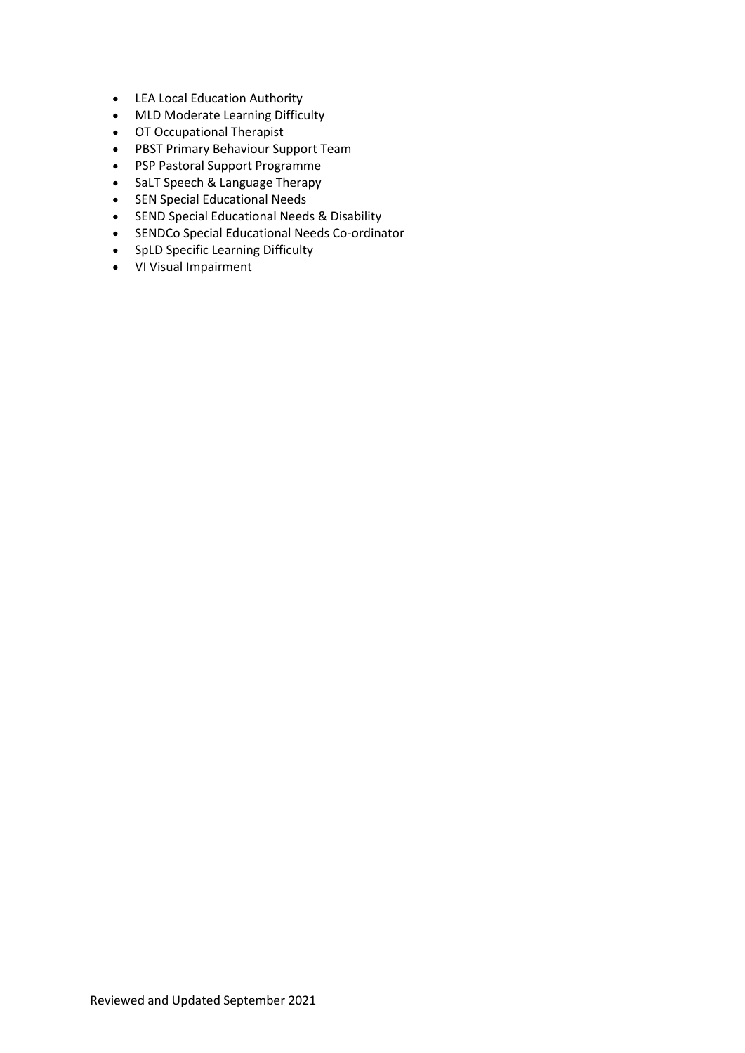- LEA Local Education Authority
- MLD Moderate Learning Difficulty
- OT Occupational Therapist
- PBST Primary Behaviour Support Team
- PSP Pastoral Support Programme
- SaLT Speech & Language Therapy
- SEN Special Educational Needs
- SEND Special Educational Needs & Disability
- SENDCo Special Educational Needs Co-ordinator
- SpLD Specific Learning Difficulty
- VI Visual Impairment

Reviewed and Updated September 2021